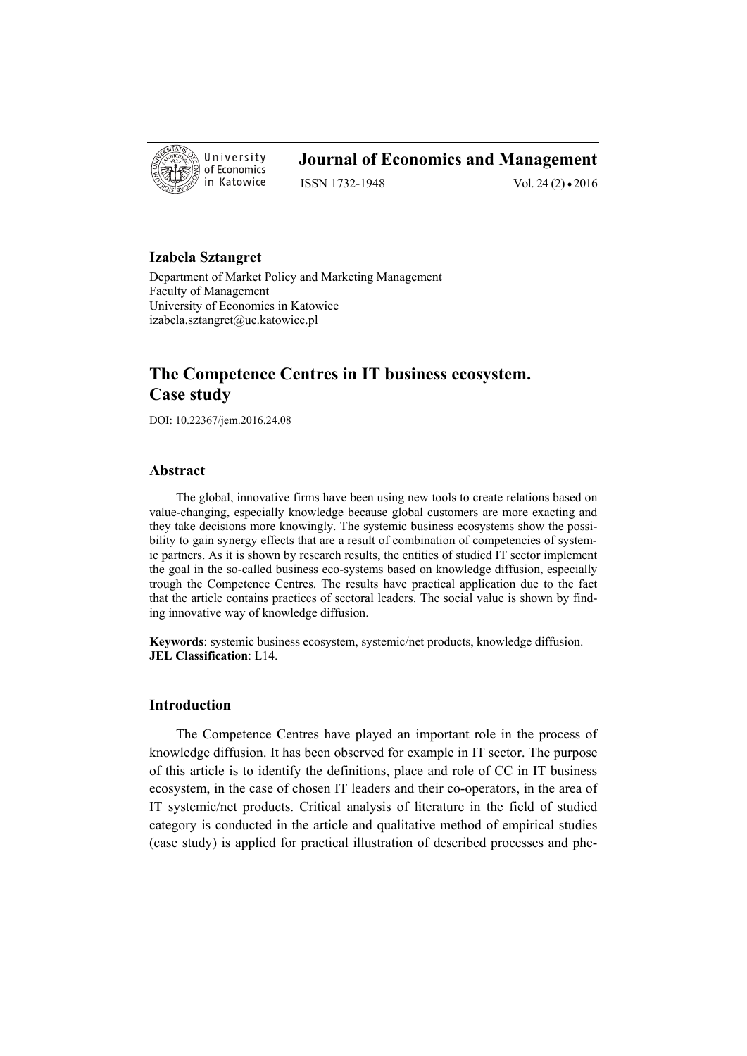University of Economics in Katowice

# Journal of Economics and Management

ISSN 1732-1948 Vol. 24 (2) • 2016

**Izabela Sztangret**

Department of Market Policy and Marketing Management
Faculty of Management
University of Economics in Katowice
izabela.sztangret@ue.katowice.pl

## The Competence Centres in IT business ecosystem. Case study

DOI: 10.22367/jem.2016.24.08

### Abstract

The global, innovative firms have been using new tools to create relations based on value-changing, especially knowledge because global customers are more exacting and they take decisions more knowingly. The systemic business ecosystems show the possibility to gain synergy effects that are a result of combination of competencies of systemic partners. As it is shown by research results, the entities of studied IT sector implement the goal in the so-called business eco-systems based on knowledge diffusion, especially trough the Competence Centres. The results have practical application due to the fact that the article contains practices of sectoral leaders. The social value is shown by finding innovative way of knowledge diffusion.

**Keywords**: systemic business ecosystem, systemic/net products, knowledge diffusion.
**JEL Classification**: L14.

### Introduction

The Competence Centres have played an important role in the process of knowledge diffusion. It has been observed for example in IT sector. The purpose of this article is to identify the definitions, place and role of CC in IT business ecosystem, in the case of chosen IT leaders and their co-operators, in the area of IT systemic/net products. Critical analysis of literature in the field of studied category is conducted in the article and qualitative method of empirical studies (case study) is applied for practical illustration of described processes and phe-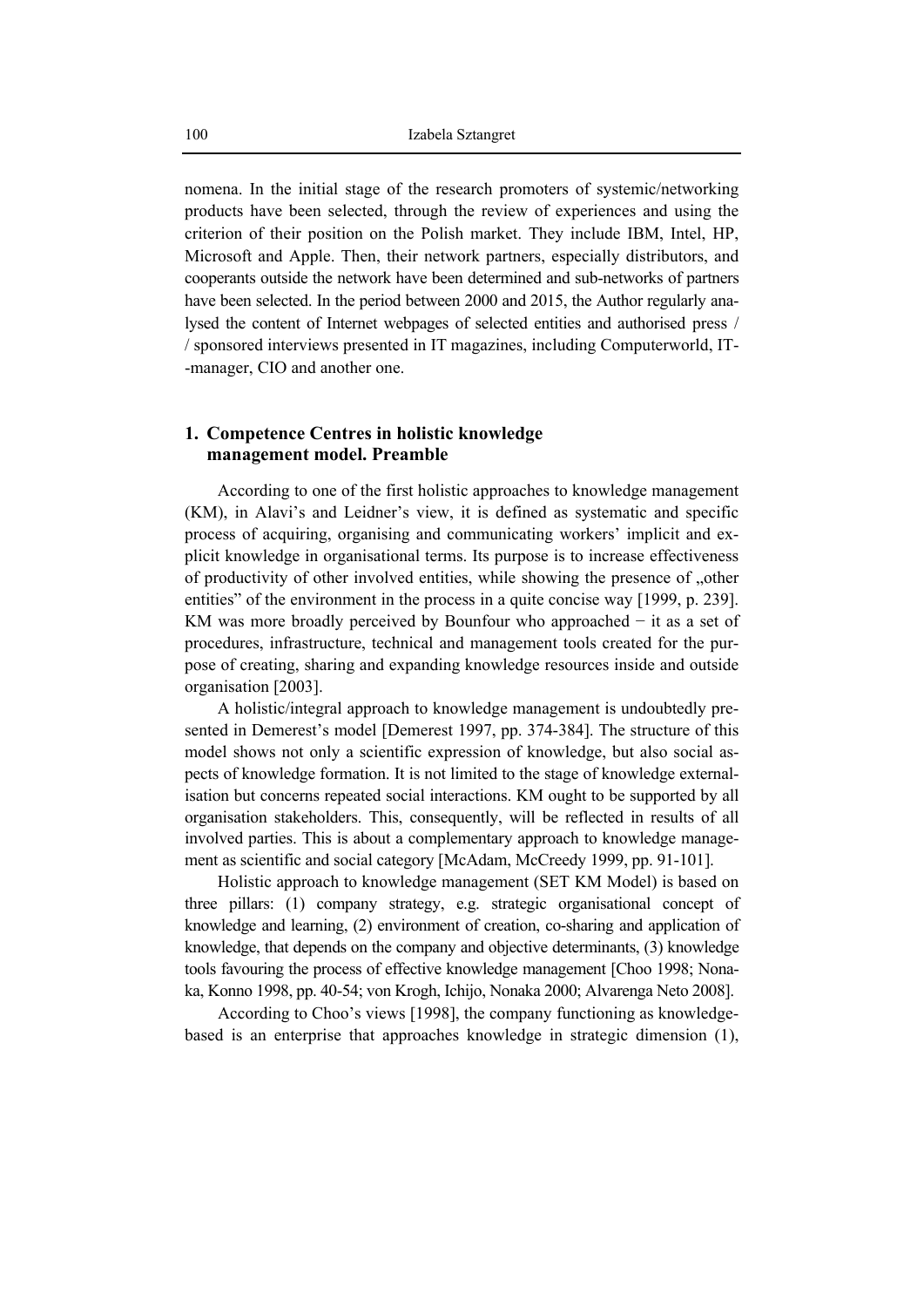nomena. In the initial stage of the research promoters of systemic/networking products have been selected, through the review of experiences and using the criterion of their position on the Polish market. They include IBM, Intel, HP, Microsoft and Apple. Then, their network partners, especially distributors, and cooperants outside the network have been determined and sub-networks of partners have been selected. In the period between 2000 and 2015, the Author regularly analysed the content of Internet webpages of selected entities and authorised press / sponsored interviews presented in IT magazines, including Computerworld, IT-manager, CIO and another one.

## 1. Competence Centres in holistic knowledge management model. Preamble

According to one of the first holistic approaches to knowledge management (KM), in Alavi's and Leidner's view, it is defined as systematic and specific process of acquiring, organising and communicating workers' implicit and explicit knowledge in organisational terms. Its purpose is to increase effectiveness of productivity of other involved entities, while showing the presence of „other entities" of the environment in the process in a quite concise way [1999, p. 239]. KM was more broadly perceived by Bounfour who approached − it as a set of procedures, infrastructure, technical and management tools created for the purpose of creating, sharing and expanding knowledge resources inside and outside organisation [2003].

A holistic/integral approach to knowledge management is undoubtedly presented in Demerest's model [Demerest 1997, pp. 374-384]. The structure of this model shows not only a scientific expression of knowledge, but also social aspects of knowledge formation. It is not limited to the stage of knowledge externalisation but concerns repeated social interactions. KM ought to be supported by all organisation stakeholders. This, consequently, will be reflected in results of all involved parties. This is about a complementary approach to knowledge management as scientific and social category [McAdam, McCreedy 1999, pp. 91-101].

Holistic approach to knowledge management (SET KM Model) is based on three pillars: (1) company strategy, e.g. strategic organisational concept of knowledge and learning, (2) environment of creation, co-sharing and application of knowledge, that depends on the company and objective determinants, (3) knowledge tools favouring the process of effective knowledge management [Choo 1998; Nonaka, Konno 1998, pp. 40-54; von Krogh, Ichijo, Nonaka 2000; Alvarenga Neto 2008].

According to Choo's views [1998], the company functioning as knowledge-based is an enterprise that approaches knowledge in strategic dimension (1),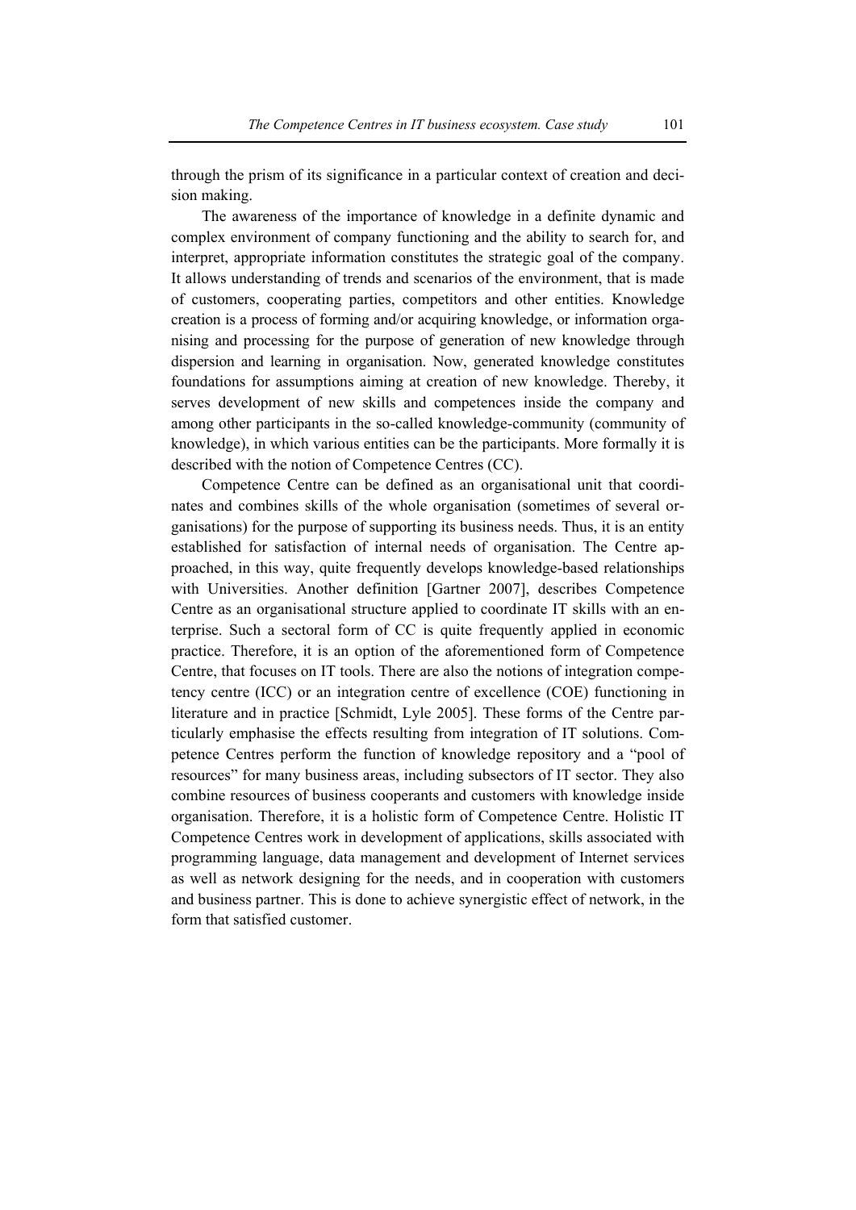through the prism of its significance in a particular context of creation and decision making.

The awareness of the importance of knowledge in a definite dynamic and complex environment of company functioning and the ability to search for, and interpret, appropriate information constitutes the strategic goal of the company. It allows understanding of trends and scenarios of the environment, that is made of customers, cooperating parties, competitors and other entities. Knowledge creation is a process of forming and/or acquiring knowledge, or information organising and processing for the purpose of generation of new knowledge through dispersion and learning in organisation. Now, generated knowledge constitutes foundations for assumptions aiming at creation of new knowledge. Thereby, it serves development of new skills and competences inside the company and among other participants in the so-called knowledge-community (community of knowledge), in which various entities can be the participants. More formally it is described with the notion of Competence Centres (CC).

Competence Centre can be defined as an organisational unit that coordinates and combines skills of the whole organisation (sometimes of several organisations) for the purpose of supporting its business needs. Thus, it is an entity established for satisfaction of internal needs of organisation. The Centre approached, in this way, quite frequently develops knowledge-based relationships with Universities. Another definition [Gartner 2007], describes Competence Centre as an organisational structure applied to coordinate IT skills with an enterprise. Such a sectoral form of CC is quite frequently applied in economic practice. Therefore, it is an option of the aforementioned form of Competence Centre, that focuses on IT tools. There are also the notions of integration competency centre (ICC) or an integration centre of excellence (COE) functioning in literature and in practice [Schmidt, Lyle 2005]. These forms of the Centre particularly emphasise the effects resulting from integration of IT solutions. Competence Centres perform the function of knowledge repository and a "pool of resources" for many business areas, including subsectors of IT sector. They also combine resources of business cooperants and customers with knowledge inside organisation. Therefore, it is a holistic form of Competence Centre. Holistic IT Competence Centres work in development of applications, skills associated with programming language, data management and development of Internet services as well as network designing for the needs, and in cooperation with customers and business partner. This is done to achieve synergistic effect of network, in the form that satisfied customer.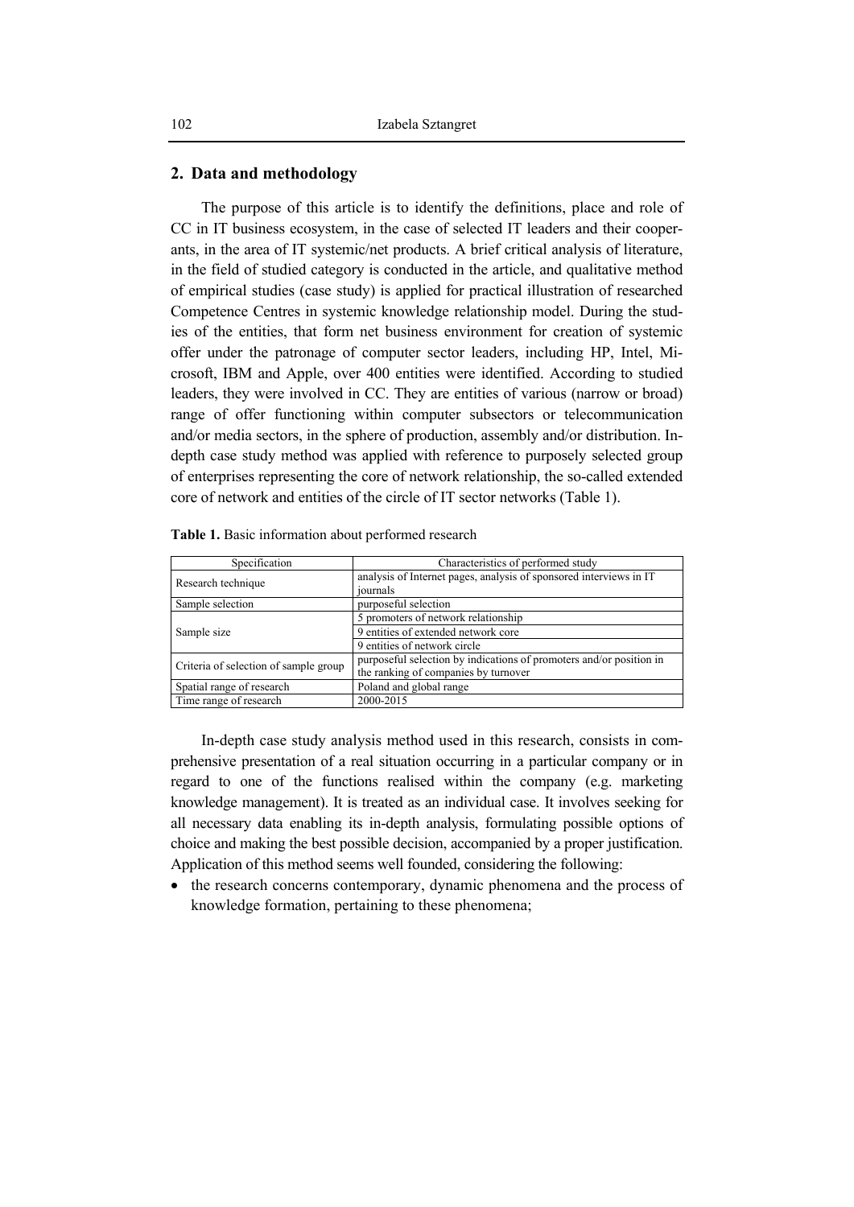## 2. Data and methodology

The purpose of this article is to identify the definitions, place and role of CC in IT business ecosystem, in the case of selected IT leaders and their cooperants, in the area of IT systemic/net products. A brief critical analysis of literature, in the field of studied category is conducted in the article, and qualitative method of empirical studies (case study) is applied for practical illustration of researched Competence Centres in systemic knowledge relationship model. During the studies of the entities, that form net business environment for creation of systemic offer under the patronage of computer sector leaders, including HP, Intel, Microsoft, IBM and Apple, over 400 entities were identified. According to studied leaders, they were involved in CC. They are entities of various (narrow or broad) range of offer functioning within computer subsectors or telecommunication and/or media sectors, in the sphere of production, assembly and/or distribution. In-depth case study method was applied with reference to purposely selected group of enterprises representing the core of network relationship, the so-called extended core of network and entities of the circle of IT sector networks (Table 1).

**Table 1.** Basic information about performed research

| Specification | Characteristics of performed study |
|---|---|
| Research technique | analysis of Internet pages, analysis of sponsored interviews in IT journals |
| Sample selection | purposeful selection |
| Sample size | 5 promoters of network relationship |
| | 9 entities of extended network core |
| | 9 entities of network circle |
| Criteria of selection of sample group | purposeful selection by indications of promoters and/or position in the ranking of companies by turnover |
| Spatial range of research | Poland and global range |
| Time range of research | 2000-2015 |

In-depth case study analysis method used in this research, consists in comprehensive presentation of a real situation occurring in a particular company or in regard to one of the functions realised within the company (e.g. marketing knowledge management). It is treated as an individual case. It involves seeking for all necessary data enabling its in-depth analysis, formulating possible options of choice and making the best possible decision, accompanied by a proper justification. Application of this method seems well founded, considering the following:

- the research concerns contemporary, dynamic phenomena and the process of knowledge formation, pertaining to these phenomena;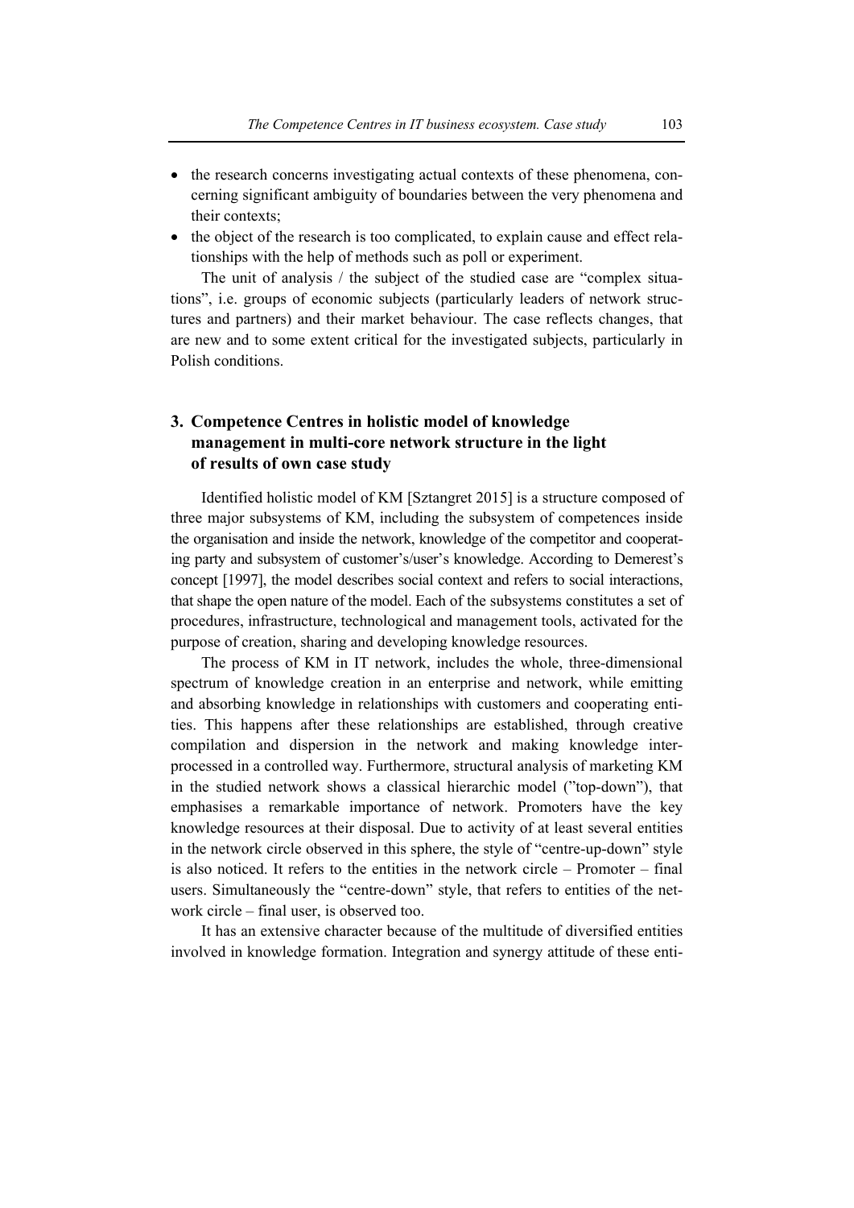- the research concerns investigating actual contexts of these phenomena, concerning significant ambiguity of boundaries between the very phenomena and their contexts;
- the object of the research is too complicated, to explain cause and effect relationships with the help of methods such as poll or experiment.

The unit of analysis / the subject of the studied case are "complex situations", i.e. groups of economic subjects (particularly leaders of network structures and partners) and their market behaviour. The case reflects changes, that are new and to some extent critical for the investigated subjects, particularly in Polish conditions.

## 3. Competence Centres in holistic model of knowledge management in multi-core network structure in the light of results of own case study

Identified holistic model of KM [Sztangret 2015] is a structure composed of three major subsystems of KM, including the subsystem of competences inside the organisation and inside the network, knowledge of the competitor and cooperating party and subsystem of customer's/user's knowledge. According to Demerest's concept [1997], the model describes social context and refers to social interactions, that shape the open nature of the model. Each of the subsystems constitutes a set of procedures, infrastructure, technological and management tools, activated for the purpose of creation, sharing and developing knowledge resources.

The process of KM in IT network, includes the whole, three-dimensional spectrum of knowledge creation in an enterprise and network, while emitting and absorbing knowledge in relationships with customers and cooperating entities. This happens after these relationships are established, through creative compilation and dispersion in the network and making knowledge inter-processed in a controlled way. Furthermore, structural analysis of marketing KM in the studied network shows a classical hierarchic model ("top-down"), that emphasises a remarkable importance of network. Promoters have the key knowledge resources at their disposal. Due to activity of at least several entities in the network circle observed in this sphere, the style of "centre-up-down" style is also noticed. It refers to the entities in the network circle – Promoter – final users. Simultaneously the "centre-down" style, that refers to entities of the network circle – final user, is observed too.

It has an extensive character because of the multitude of diversified entities involved in knowledge formation. Integration and synergy attitude of these enti-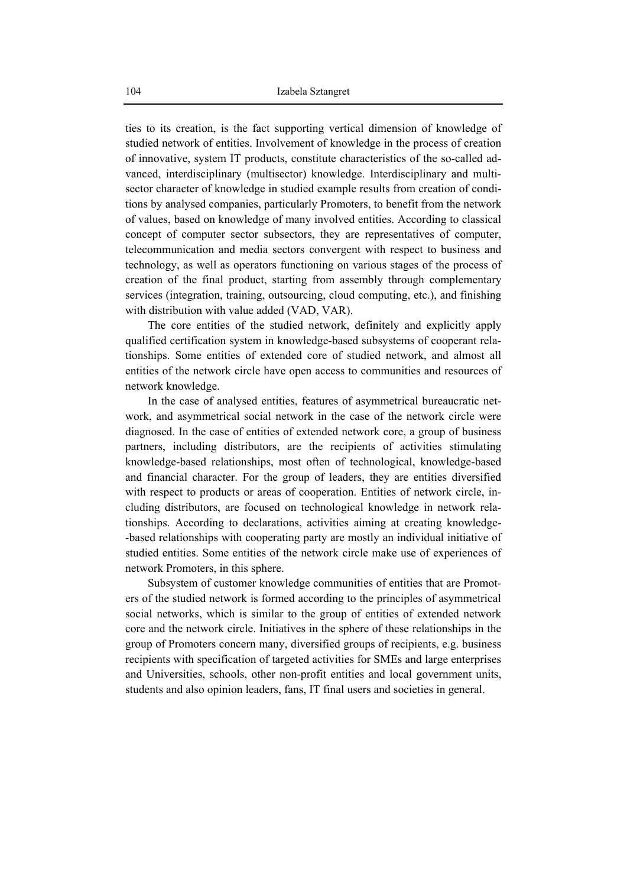ties to its creation, is the fact supporting vertical dimension of knowledge of studied network of entities. Involvement of knowledge in the process of creation of innovative, system IT products, constitute characteristics of the so-called advanced, interdisciplinary (multisector) knowledge. Interdisciplinary and multisector character of knowledge in studied example results from creation of conditions by analysed companies, particularly Promoters, to benefit from the network of values, based on knowledge of many involved entities. According to classical concept of computer sector subsectors, they are representatives of computer, telecommunication and media sectors convergent with respect to business and technology, as well as operators functioning on various stages of the process of creation of the final product, starting from assembly through complementary services (integration, training, outsourcing, cloud computing, etc.), and finishing with distribution with value added (VAD, VAR).

The core entities of the studied network, definitely and explicitly apply qualified certification system in knowledge-based subsystems of cooperant relationships. Some entities of extended core of studied network, and almost all entities of the network circle have open access to communities and resources of network knowledge.

In the case of analysed entities, features of asymmetrical bureaucratic network, and asymmetrical social network in the case of the network circle were diagnosed. In the case of entities of extended network core, a group of business partners, including distributors, are the recipients of activities stimulating knowledge-based relationships, most often of technological, knowledge-based and financial character. For the group of leaders, they are entities diversified with respect to products or areas of cooperation. Entities of network circle, including distributors, are focused on technological knowledge in network relationships. According to declarations, activities aiming at creating knowledge-based relationships with cooperating party are mostly an individual initiative of studied entities. Some entities of the network circle make use of experiences of network Promoters, in this sphere.

Subsystem of customer knowledge communities of entities that are Promoters of the studied network is formed according to the principles of asymmetrical social networks, which is similar to the group of entities of extended network core and the network circle. Initiatives in the sphere of these relationships in the group of Promoters concern many, diversified groups of recipients, e.g. business recipients with specification of targeted activities for SMEs and large enterprises and Universities, schools, other non-profit entities and local government units, students and also opinion leaders, fans, IT final users and societies in general.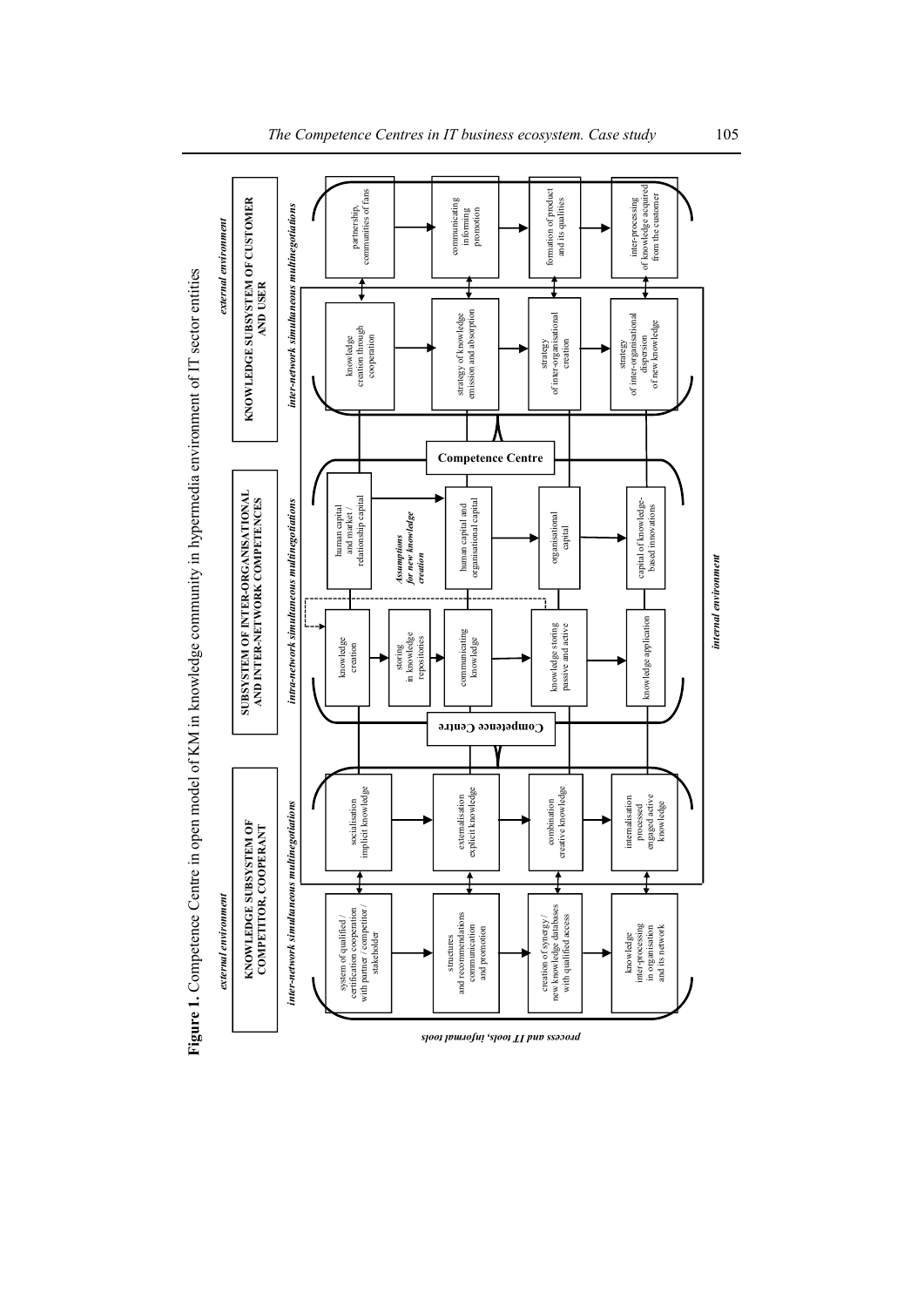**Figure 1.** Competence Centre in open model of KM in knowledge community in hypermedia environment of IT sector entities

*external environment*

**KNOWLEDGE SUBSYSTEM OF COMPETITOR, COOPERANT**

*inter-network simultaneous multinegotiations*

- system of qualified / certification cooperation with partner / competitor / stakeholder
- structures and recommendations communication and promotion
- creation of synergy / new knowledge databases with qualified access
- knowledge inter-processing in organisation and its network

- socialisation implicit knowledge
- externalisation explicit knowledge
- combination creative knowledge
- internalisation processed engaged active knowledge

*process and IT tools, informal tools*

**SUBSYSTEM OF INTER-ORGANISATIONAL AND INTER-NETWORK COMPETENCES**

*intra-network simultaneous multinegotiations*

**Competence Centre**

- knowledge creation
- storing in knowledge repositories
- communicating knowledge
- knowledge storing passive and active
- knowledge application

- human capital and market / relationship capital
- *Assumptions for new knowledge creation*
- human capital and organisational capital
- organisational capital
- capital of knowledge-based innovations

**Competence Centre**

*internal environment*

*external environment*

**KNOWLEDGE SUBSYSTEM OF CUSTOMER AND USER**

*inter-network simultaneous multinegotiations*

- knowledge creation through cooperation
- strategy of knowledge emission and absorption
- strategy of inter-organisational creation
- strategy of inter-organisational dispersion of new knowledge

- partnership, communities of fans
- communicating informing promotion
- formation of product and its qualities
- inter-processing of knowledge acquired from the customer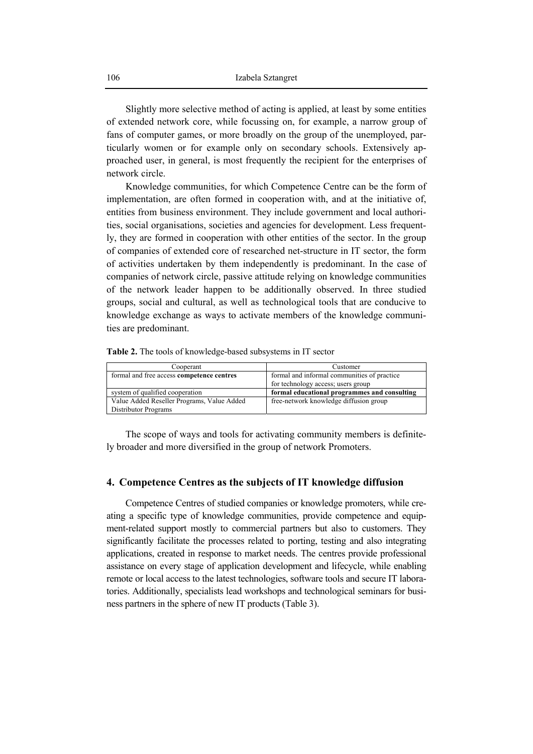Slightly more selective method of acting is applied, at least by some entities of extended network core, while focussing on, for example, a narrow group of fans of computer games, or more broadly on the group of the unemployed, particularly women or for example only on secondary schools. Extensively approached user, in general, is most frequently the recipient for the enterprises of network circle.

Knowledge communities, for which Competence Centre can be the form of implementation, are often formed in cooperation with, and at the initiative of, entities from business environment. They include government and local authorities, social organisations, societies and agencies for development. Less frequently, they are formed in cooperation with other entities of the sector. In the group of companies of extended core of researched net-structure in IT sector, the form of activities undertaken by them independently is predominant. In the case of companies of network circle, passive attitude relying on knowledge communities of the network leader happen to be additionally observed. In three studied groups, social and cultural, as well as technological tools that are conducive to knowledge exchange as ways to activate members of the knowledge communities are predominant.

**Table 2.** The tools of knowledge-based subsystems in IT sector

| Cooperant | Customer |
|---|---|
| formal and free access **competence centres** | formal and informal communities of practice for technology access; users group |
| system of qualified cooperation | **formal educational programmes and consulting** |
| Value Added Reseller Programs, Value Added Distributor Programs | free-network knowledge diffusion group |

The scope of ways and tools for activating community members is definitely broader and more diversified in the group of network Promoters.

## 4. Competence Centres as the subjects of IT knowledge diffusion

Competence Centres of studied companies or knowledge promoters, while creating a specific type of knowledge communities, provide competence and equipment-related support mostly to commercial partners but also to customers. They significantly facilitate the processes related to porting, testing and also integrating applications, created in response to market needs. The centres provide professional assistance on every stage of application development and lifecycle, while enabling remote or local access to the latest technologies, software tools and secure IT laboratories. Additionally, specialists lead workshops and technological seminars for business partners in the sphere of new IT products (Table 3).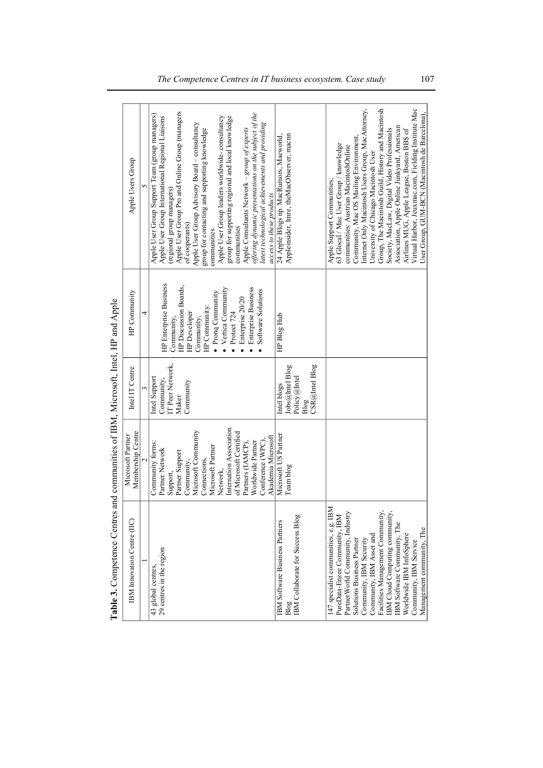**Table 3.** Competence Centres and communities of IBM, Microsoft, Intel, HP and Apple

| IBM Innovation Centre (IIC) | Microsoft Partner Membership Centre | Intel IT Centre | HP Community | Apple Users Group |
|---|---|---|---|---|
| 1 | 2 | 3 | 4 | 5 |
| 43 global centres, 29 centres in the region | Community forms: Partner Network Support, Partner Support Community, Microsoft Community Connections, Microsoft Partner Network, Internation Association of Microsoft Certified Partners (IAMCP), Worldwide Partner Conference (WPC), Akademia Microsoft | Intel Support Community, IT Peer Network, Maker Community | HP Enterprise Business Community, HP Discussion Boards, HP Developer Community, HP Community: • Pronq Community • Vertica Community • Protect 724 • Enterprise 20/20 • Enterprise Business • Software Solutions | Apple User Group Support Team (group managers) Apple User Group International Regional Liaisons (regional group managers) Apple User Group Pro and Online Group (managers of cooperants) Apple User Group Advisory Board – consultancy group for contacting and supporting knowledge communities Apple User Group leaders worldwide- consultancy group for supporting regional and local knowledge communities Apple Consultants Network – *group of experts offering dynamic presentations on the subject of the latest technological achievements and providing access to these products* |
| IBM Software Business Partners Blog IBM Collaborate for Success Blog | Microsoft US Partner Team blog | Intel blogs Jobs@Intel Blog Policy@Intel Blog CSR@Intel Blog | HP Blog Hub | 24 Apple Blogs np. MacRumors, Macworld, Appleinsider, Imre, theMacObserver, macm |
| 147 specialist communities, e.g. IBM PureData-Enzee Community, IBM PartnerWorld Community, Industry Solutions Business Partner Community, IBM Security Community, IBM Asset and Facilities Management Community, IBM Cloud Computing community, IBM Software Community, The Worldwide IBM InfoSphere Community, IBM Service Management community, The | | | | Apple Support Communities; 63 Glocal / Mac User Group / knowledge communities: Austrian MacintoshOnline Community, Mac OS Mailing Environment, Internet Only Macintosh Users Group, MacAttorney, University of Chicago Macintosh User Group, The Macintosh Guild, History and Macintosh Society, MacLaw, Digital Video Professionals Association, Apple Online Junkyard, American Airlines MUG, Apple League, Boston BBS of Virtual Harbor, Jeuxmac.com, Fielding Institute Mac User Group, GUM-BCN (Macintosh de Barcelona), |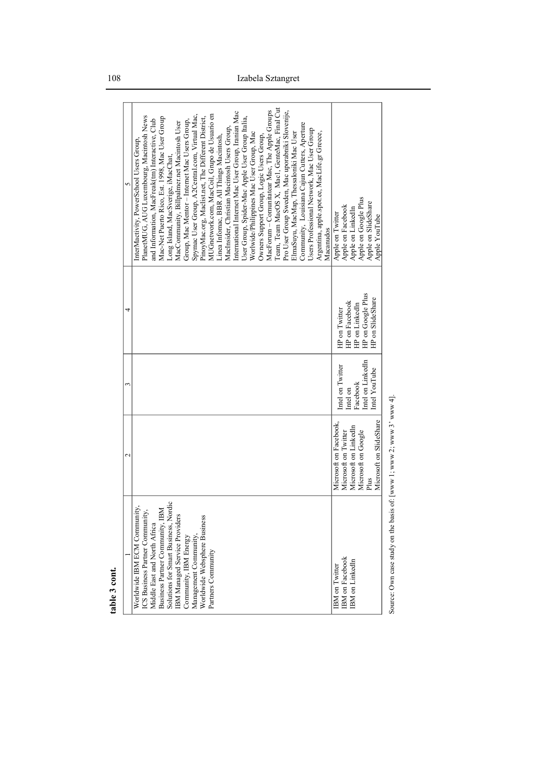**table 3 cont.**

| 1 | 2 | 3 | 4 | 5 |
|---|---|---|---|---|
| Worldwide IBM ECM Community, ICS Business Partner Community, Middle East and North Africa Business Partner Community, IBM Solutions for Smart Business, Nordic IBM Managed Service Providers Community, IBM Energy Management Community, Worldwide Websphere Business Partners Community | | | | InterMactivity, PowerSchool Users Group, PlanetMUG, AUG Luxembourg, Macintosh News and Information, MacFreak(tm) Interactive, Club Mac-Net Puerto Rico, Est. 1998, Mac User Group Long Island, MacSverige, iMacChat, MacCommunity, Billpalmer.net Macintosh User Group, Mac Mentor – Internet Mac Users Group, Spymac User Group, A2Central.com, Virtual Mac, PinoyMac.org, Maclist.net, The Different District, MUGnetwork.com, MacCoil, Grupo de Usuario en Linea Infomac, BBR All Things Macintosh, MacInsider, Christian Macintosh Users Group, International Internet Mac User Group, Iranian Mac User Group, Spider-Mac Apple User Group Italia, Worlwide/Philippines Mac User Group, Mac Owners Support Group, Logic Users Group, MacForum – Comunitatear Mac, The Apple Groups Team, Team MacOS X, Mac1, GenteMac, Final Cut Pro User Group Sweden, Mac uporabniki Slovenije, ElmaSuyu, MacMap, Thessaloniki Mac User Community, Louisiana Cajun Cutters, Aperture Users Professional Network, Mac User Group Argentina, apple.spot.ee, MacLife.gr Greece, Macanudos |
| IBM on Twitter<br>IBM on Facebook<br>IBM on LinkedIn | Microsoft on Facebook,<br>Microsoft on Twitter<br>Microsoft on LinkedIn<br>Microsoft on Google Plus<br>Microsoft on SlideShare | Intel on Twitter<br>Intel on Facebook<br>Intel on LinkedIn<br>Intel YouTube | HP on Twitter<br>HP on Facebook<br>HP on LinkedIn<br>HP on Google Plus<br>HP on SlideShare | Apple on Twitter<br>Apple on Facebook<br>Apple on LinkedIn<br>Apple on Google Plus<br>Apple on SlideShare<br>Apple YouTube |

Source: Own case study on the basis of: [www 1; www 2; www 3' www 4].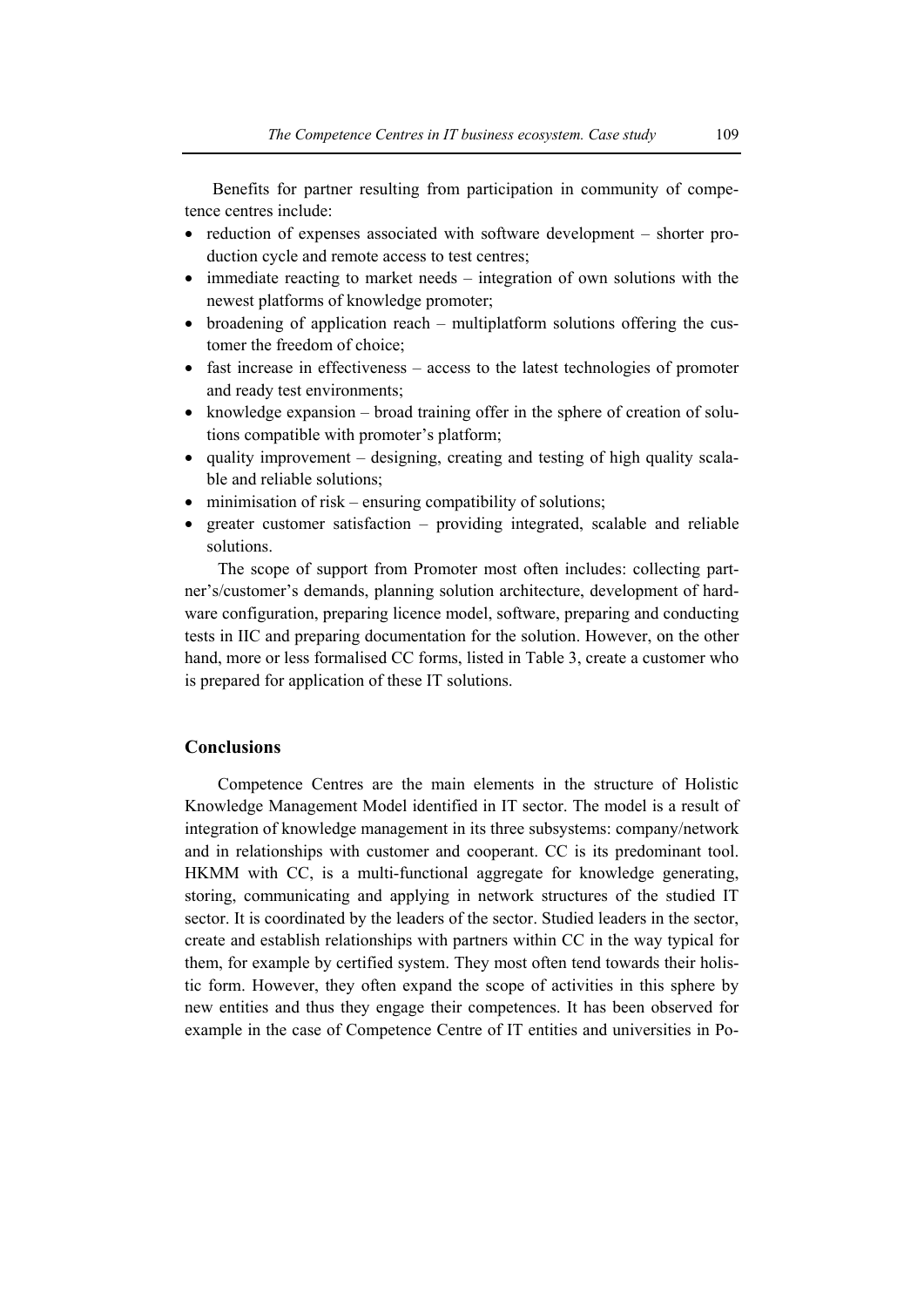Benefits for partner resulting from participation in community of competence centres include:

- reduction of expenses associated with software development – shorter production cycle and remote access to test centres;
- immediate reacting to market needs – integration of own solutions with the newest platforms of knowledge promoter;
- broadening of application reach – multiplatform solutions offering the customer the freedom of choice;
- fast increase in effectiveness – access to the latest technologies of promoter and ready test environments;
- knowledge expansion – broad training offer in the sphere of creation of solutions compatible with promoter's platform;
- quality improvement – designing, creating and testing of high quality scalable and reliable solutions;
- minimisation of risk – ensuring compatibility of solutions;
- greater customer satisfaction – providing integrated, scalable and reliable solutions.

The scope of support from Promoter most often includes: collecting partner's/customer's demands, planning solution architecture, development of hardware configuration, preparing licence model, software, preparing and conducting tests in IIC and preparing documentation for the solution. However, on the other hand, more or less formalised CC forms, listed in Table 3, create a customer who is prepared for application of these IT solutions.

## Conclusions

Competence Centres are the main elements in the structure of Holistic Knowledge Management Model identified in IT sector. The model is a result of integration of knowledge management in its three subsystems: company/network and in relationships with customer and cooperant. CC is its predominant tool. HKMM with CC, is a multi-functional aggregate for knowledge generating, storing, communicating and applying in network structures of the studied IT sector. It is coordinated by the leaders of the sector. Studied leaders in the sector, create and establish relationships with partners within CC in the way typical for them, for example by certified system. They most often tend towards their holistic form. However, they often expand the scope of activities in this sphere by new entities and thus they engage their competences. It has been observed for example in the case of Competence Centre of IT entities and universities in Po-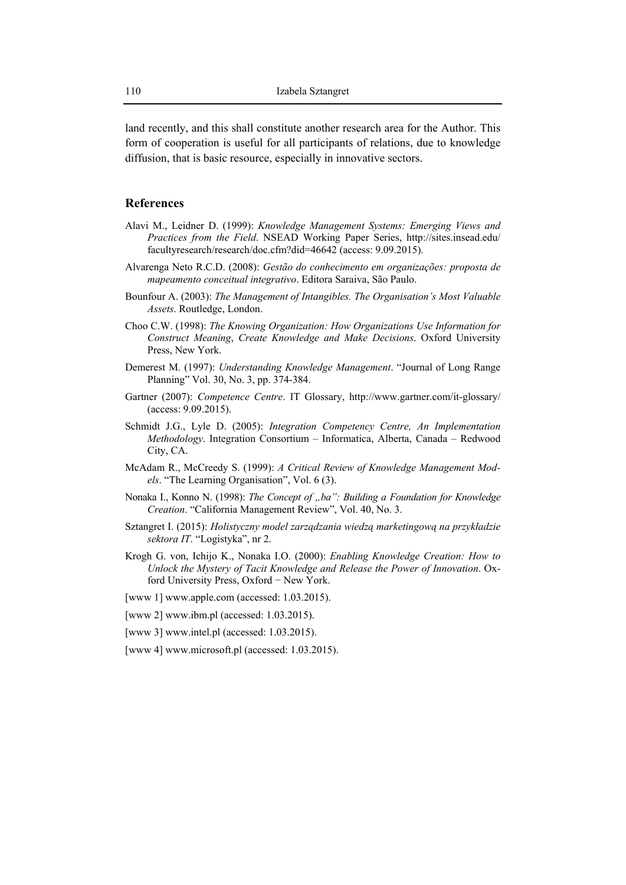land recently, and this shall constitute another research area for the Author. This form of cooperation is useful for all participants of relations, due to knowledge diffusion, that is basic resource, especially in innovative sectors.

## References

Alavi M., Leidner D. (1999): *Knowledge Management Systems: Emerging Views and Practices from the Field*. NSEAD Working Paper Series, http://sites.insead.edu/facultyresearch/research/doc.cfm?did=46642 (access: 9.09.2015).

Alvarenga Neto R.C.D. (2008): *Gestão do conhecimento em organizações: proposta de mapeamento conceitual integrativo*. Editora Saraiva, São Paulo.

Bounfour A. (2003): *The Management of Intangibles. The Organisation's Most Valuable Assets*. Routledge, London.

Choo C.W. (1998): *The Knowing Organization: How Organizations Use Information for Construct Meaning*, *Create Knowledge and Make Decisions*. Oxford University Press, New York.

Demerest M. (1997): *Understanding Knowledge Management*. "Journal of Long Range Planning" Vol. 30, No. 3, pp. 374-384.

Gartner (2007): *Competence Centre*. IT Glossary, http://www.gartner.com/it-glossary/ (access: 9.09.2015).

Schmidt J.G., Lyle D. (2005): *Integration Competency Centre, An Implementation Methodology*. Integration Consortium – Informatica, Alberta, Canada – Redwood City, CA.

McAdam R., McCreedy S. (1999): *A Critical Review of Knowledge Management Models*. "The Learning Organisation", Vol. 6 (3).

Nonaka I., Konno N. (1998): *The Concept of „ba": Building a Foundation for Knowledge Creation*. "California Management Review", Vol. 40, No. 3.

Sztangret I. (2015): *Holistyczny model zarządzania wiedzą marketingową na przykładzie sektora IT*. "Logistyka", nr 2.

Krogh G. von, Ichijo K., Nonaka I.O. (2000): *Enabling Knowledge Creation: How to Unlock the Mystery of Tacit Knowledge and Release the Power of Innovation*. Oxford University Press, Oxford − New York.

[www 1] www.apple.com (accessed: 1.03.2015).

[www 2] www.ibm.pl (accessed: 1.03.2015).

[www 3] www.intel.pl (accessed: 1.03.2015).

[www 4] www.microsoft.pl (accessed: 1.03.2015).